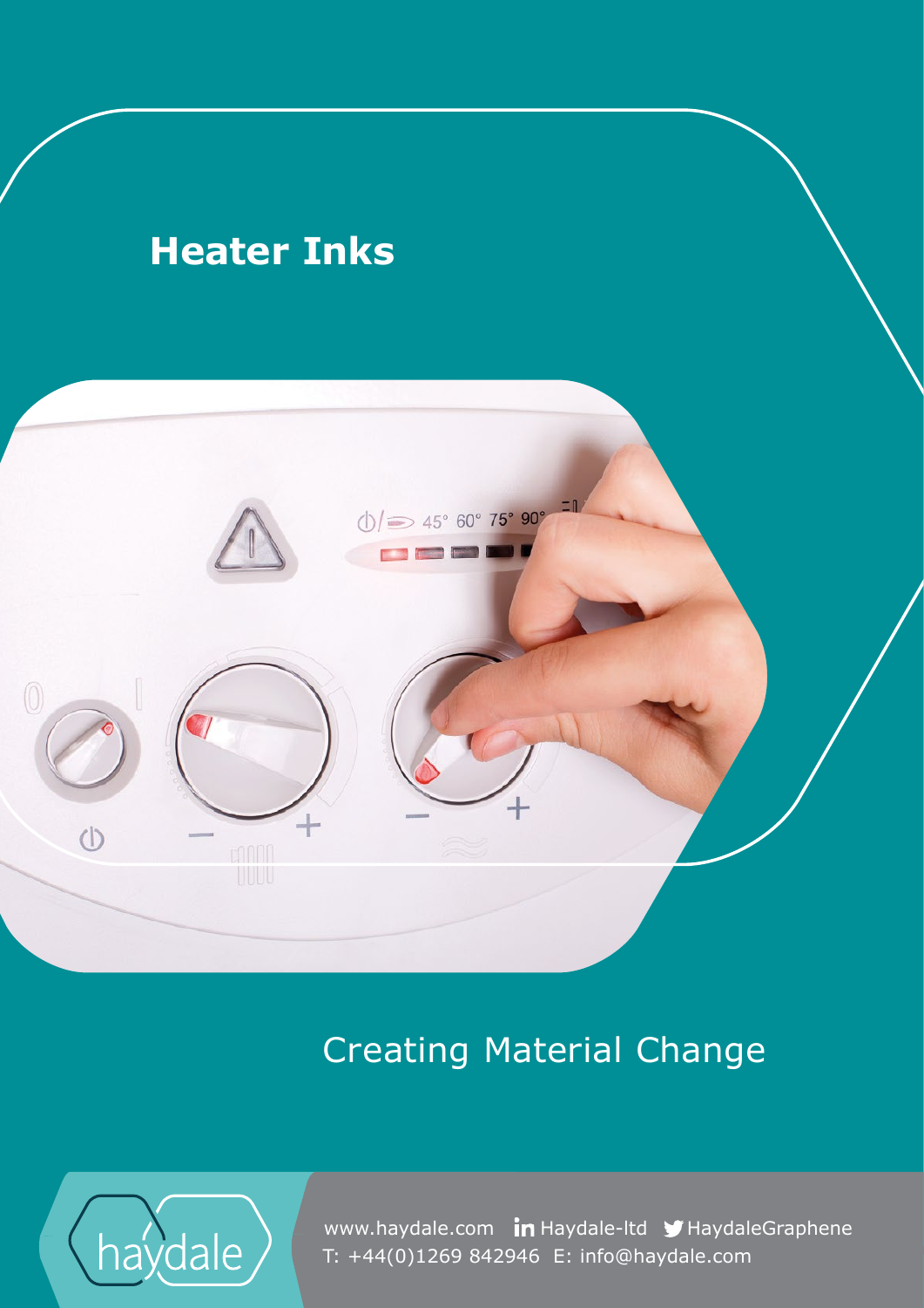# Heater Inks

Creating Material Change

www.haydale.com Haydale-ltd HaydaleGraphene
T: +44(0)1269 842946 E: info@haydale.com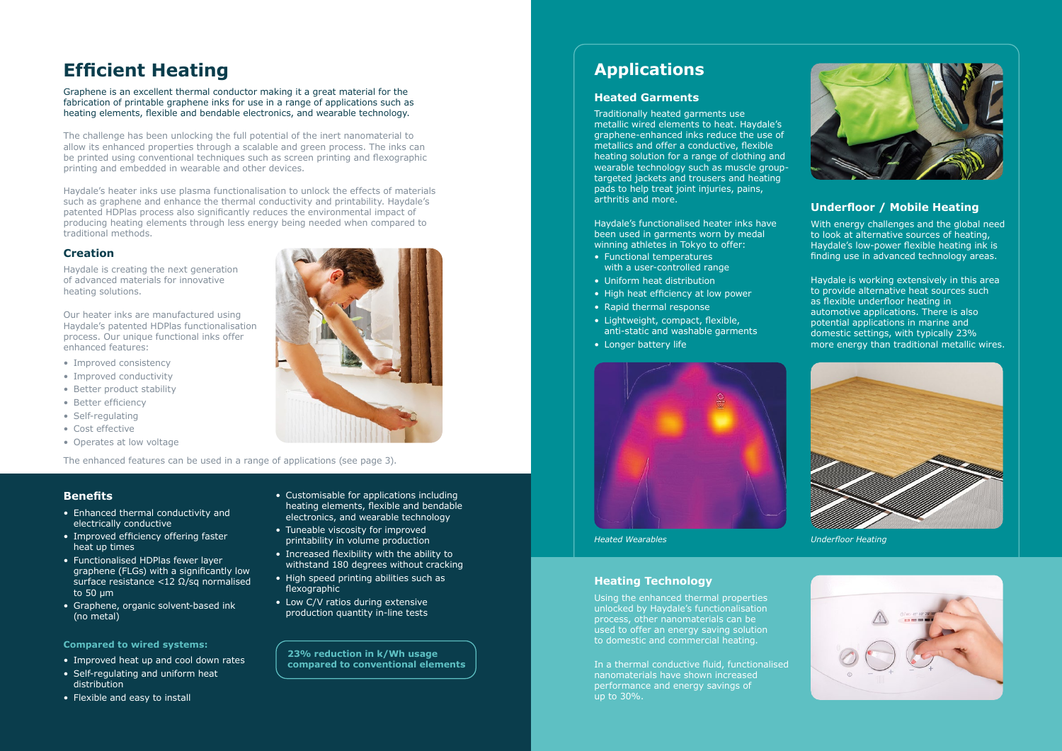# Efficient Heating

Graphene is an excellent thermal conductor making it a great material for the fabrication of printable graphene inks for use in a range of applications such as heating elements, flexible and bendable electronics, and wearable technology.

The challenge has been unlocking the full potential of the inert nanomaterial to allow its enhanced properties through a scalable and green process. The inks can be printed using conventional techniques such as screen printing and flexographic printing and embedded in wearable and other devices.

Haydale's heater inks use plasma functionalisation to unlock the effects of materials such as graphene and enhance the thermal conductivity and printability. Haydale's patented HDPlas process also significantly reduces the environmental impact of producing heating elements through less energy being needed when compared to traditional methods.

## Creation

Haydale is creating the next generation of advanced materials for innovative heating solutions.

Our heater inks are manufactured using Haydale's patented HDPlas functionalisation process. Our unique functional inks offer enhanced features:

- Improved consistency
- Improved conductivity
- Better product stability
- Better efficiency
- Self-regulating
- Cost effective
- Operates at low voltage

The enhanced features can be used in a range of applications (see page 3).

## Benefits

- Enhanced thermal conductivity and electrically conductive
- Improved efficiency offering faster heat up times
- Functionalised HDPlas fewer layer graphene (FLGs) with a significantly low surface resistance <12 Ω/sq normalised to 50 µm
- Graphene, organic solvent-based ink (no metal)
- Customisable for applications including heating elements, flexible and bendable electronics, and wearable technology
- Tuneable viscosity for improved printability in volume production
- Increased flexibility with the ability to withstand 180 degrees without cracking
- High speed printing abilities such as flexographic
- Low C/V ratios during extensive production quantity in-line tests

**Compared to wired systems:**

- Improved heat up and cool down rates
- Self-regulating and uniform heat distribution
- Flexible and easy to install

**23% reduction in k/Wh usage compared to conventional elements**

# Applications

## Heated Garments

Traditionally heated garments use metallic wired elements to heat. Haydale's graphene-enhanced inks reduce the use of metallics and offer a conductive, flexible heating solution for a range of clothing and wearable technology such as muscle group-targeted jackets and trousers and heating pads to help treat joint injuries, pains, arthritis and more.

Haydale's functionalised heater inks have been used in garments worn by medal winning athletes in Tokyo to offer:

- Functional temperatures with a user-controlled range
- Uniform heat distribution
- High heat efficiency at low power
- Rapid thermal response
- Lightweight, compact, flexible, anti-static and washable garments
- Longer battery life

*Heated Wearables*

## Underfloor / Mobile Heating

With energy challenges and the global need to look at alternative sources of heating, Haydale's low-power flexible heating ink is finding use in advanced technology areas.

Haydale is working extensively in this area to provide alternative heat sources such as flexible underfloor heating in automotive applications. There is also potential applications in marine and domestic settings, with typically 23% more energy than traditional metallic wires.

*Underfloor Heating*

## Heating Technology

Using the enhanced thermal properties unlocked by Haydale's functionalisation process, other nanomaterials can be used to offer an energy saving solution to domestic and commercial heating.

In a thermal conductive fluid, functionalised nanomaterials have shown increased performance and energy savings of up to 30%.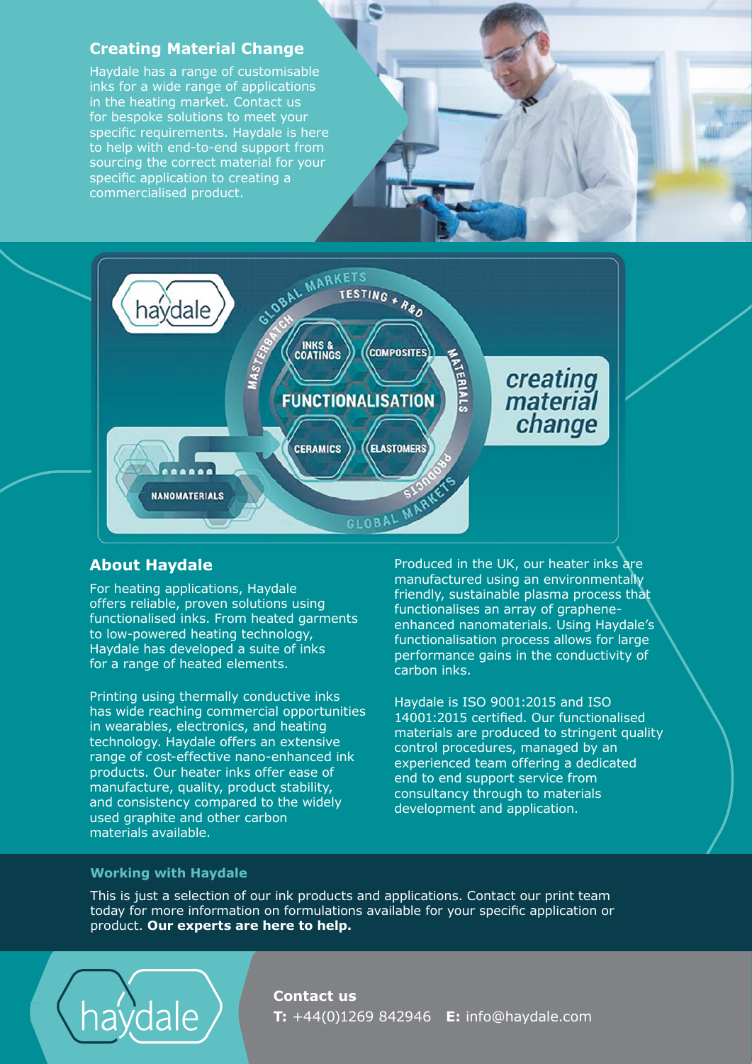## Creating Material Change

Haydale has a range of customisable inks for a wide range of applications in the heating market. Contact us for bespoke solutions to meet your specific requirements. Haydale is here to help with end-to-end support from sourcing the correct material for your specific application to creating a commercialised product.

haydale

GLOBAL MARKETS
TESTING + R&D
MASTERBATCH
MATERIALS
INKS & COATINGS
COMPOSITES
FUNCTIONALISATION
CERAMICS
ELASTOMERS
PRODUCTS
GLOBAL MARKETS
NANOMATERIALS

*creating material change*

## About Haydale

For heating applications, Haydale offers reliable, proven solutions using functionalised inks. From heated garments to low-powered heating technology, Haydale has developed a suite of inks for a range of heated elements.

Printing using thermally conductive inks has wide reaching commercial opportunities in wearables, electronics, and heating technology. Haydale offers an extensive range of cost-effective nano-enhanced ink products. Our heater inks offer ease of manufacture, quality, product stability, and consistency compared to the widely used graphite and other carbon materials available.

Produced in the UK, our heater inks are manufactured using an environmentally friendly, sustainable plasma process that functionalises an array of graphene-enhanced nanomaterials. Using Haydale's functionalisation process allows for large performance gains in the conductivity of carbon inks.

Haydale is ISO 9001:2015 and ISO 14001:2015 certified. Our functionalised materials are produced to stringent quality control procedures, managed by an experienced team offering a dedicated end to end support service from consultancy through to materials development and application.

### Working with Haydale

This is just a selection of our ink products and applications. Contact our print team today for more information on formulations available for your specific application or product. **Our experts are here to help.**

haydale

**Contact us**

**T:** +44(0)1269 842946 **E:** info@haydale.com